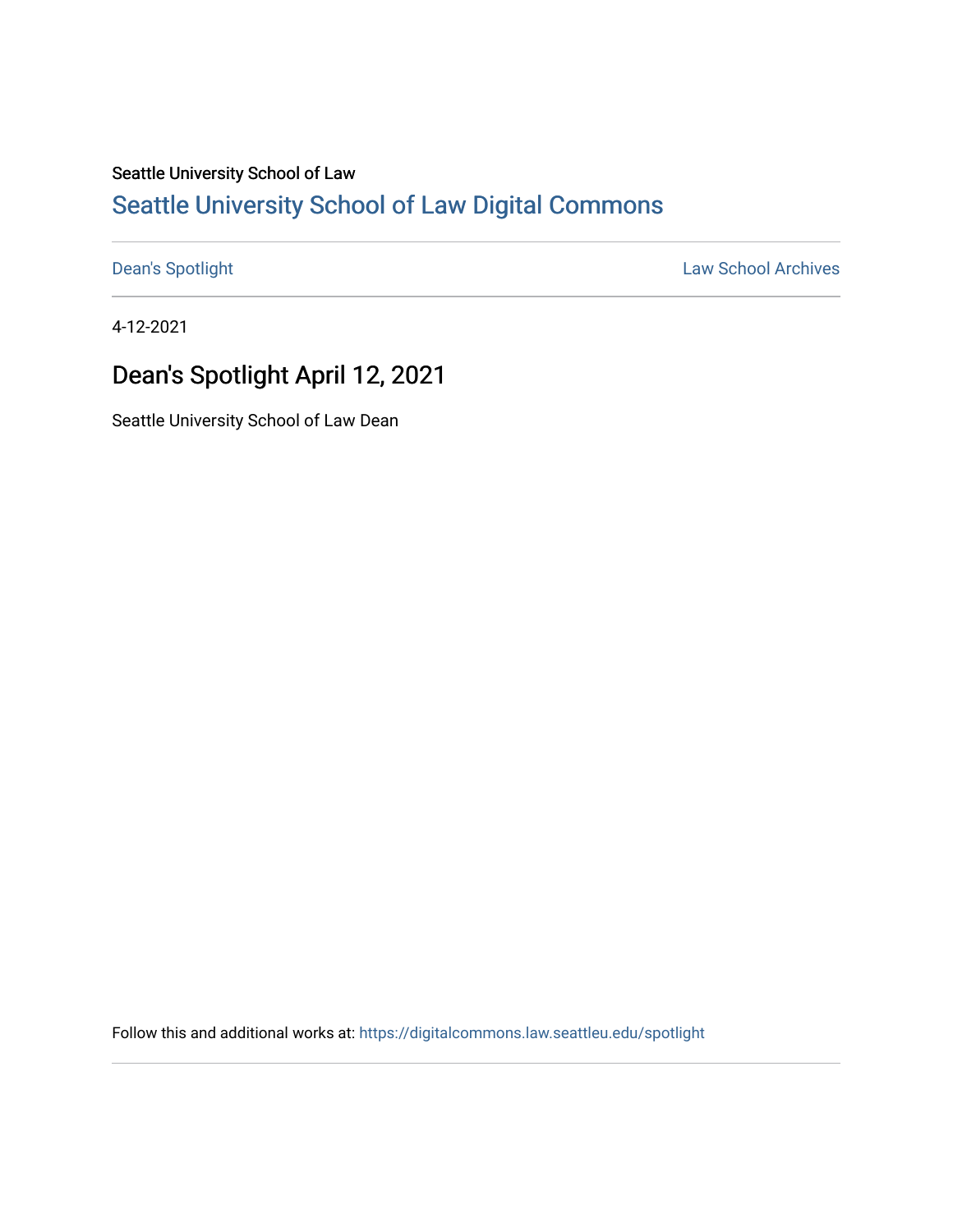Seattle University School of Law

# Seattle University School of Law Digital Commons

Dean's Spotlight

Law School Archives

4-12-2021

## Dean's Spotlight April 12, 2021

Seattle University School of Law Dean

Follow this and additional works at: https://digitalcommons.law.seattleu.edu/spotlight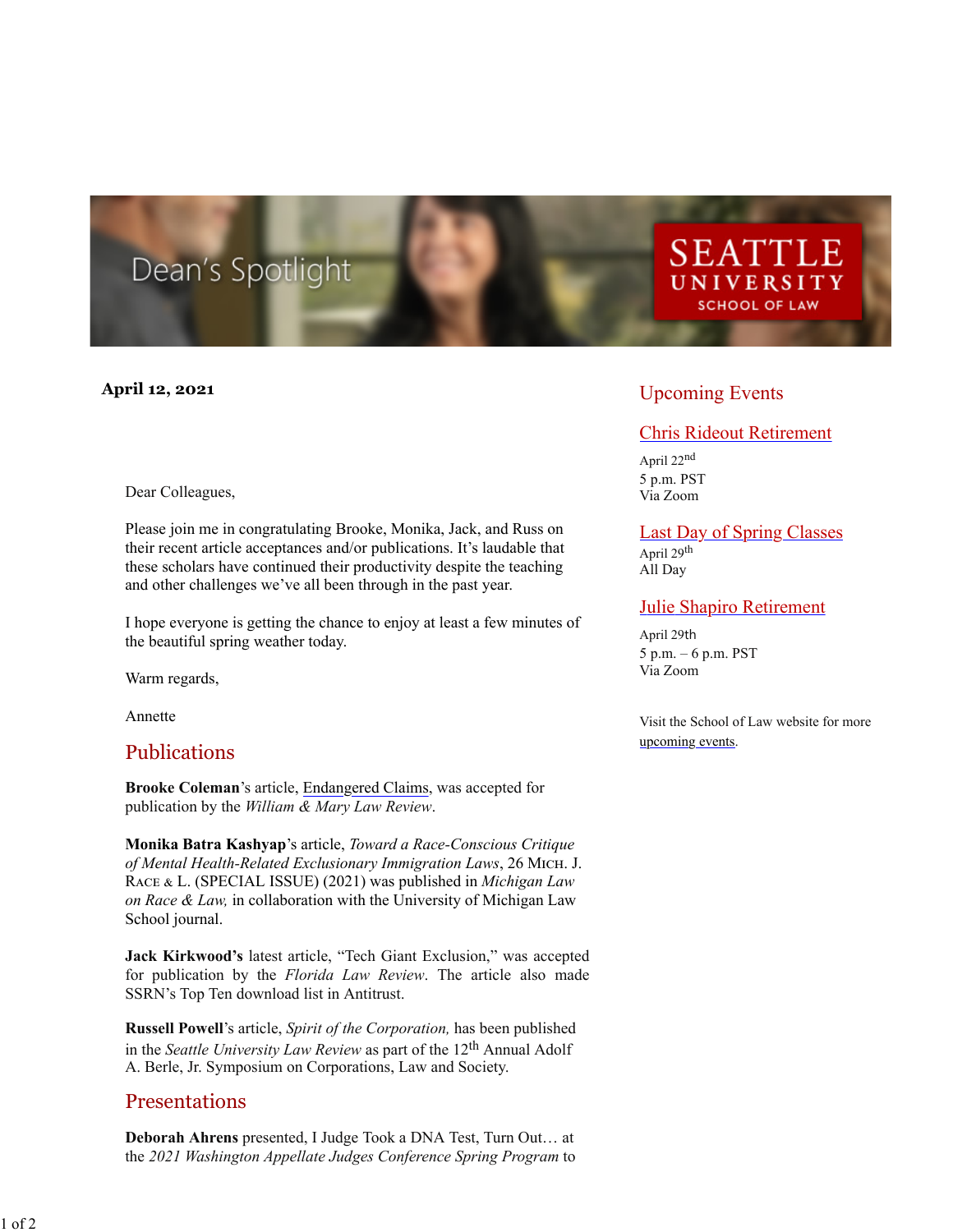Dean's Spotlight

SEATTLE UNIVERSITY SCHOOL OF LAW

**April 12, 2021**

Dear Colleagues,

Please join me in congratulating Brooke, Monika, Jack, and Russ on their recent article acceptances and/or publications. It's laudable that these scholars have continued their productivity despite the teaching and other challenges we've all been through in the past year.

I hope everyone is getting the chance to enjoy at least a few minutes of the beautiful spring weather today.

Warm regards,

Annette

## Publications

**Brooke Coleman**'s article, Endangered Claims, was accepted for publication by the *William & Mary Law Review*.

**Monika Batra Kashyap**'s article, *Toward a Race-Conscious Critique of Mental Health-Related Exclusionary Immigration Laws*, 26 MICH. J. RACE & L. (SPECIAL ISSUE) (2021) was published in *Michigan Law on Race & Law,* in collaboration with the University of Michigan Law School journal.

**Jack Kirkwood's** latest article, "Tech Giant Exclusion," was accepted for publication by the *Florida Law Review*. The article also made SSRN's Top Ten download list in Antitrust.

**Russell Powell**'s article, *Spirit of the Corporation,* has been published in the *Seattle University Law Review* as part of the 12th Annual Adolf A. Berle, Jr. Symposium on Corporations, Law and Society.

## Presentations

**Deborah Ahrens** presented, I Judge Took a DNA Test, Turn Out… at the *2021 Washington Appellate Judges Conference Spring Program* to

## Upcoming Events

### Chris Rideout Retirement

April 22nd
5 p.m. PST
Via Zoom

### Last Day of Spring Classes

April 29th
All Day

### Julie Shapiro Retirement

April 29th
5 p.m. – 6 p.m. PST
Via Zoom

Visit the School of Law website for more upcoming events.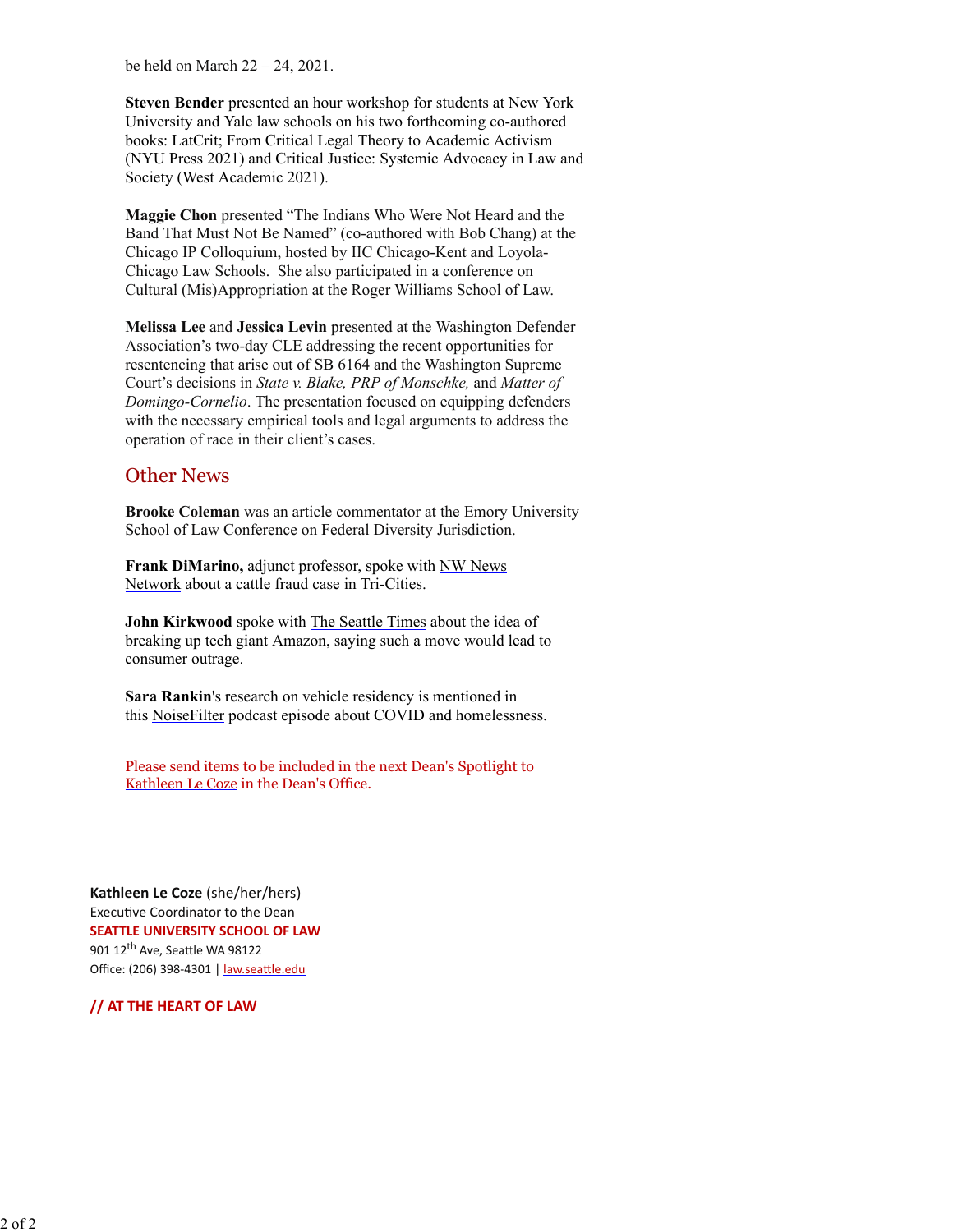be held on March 22 – 24, 2021.

**Steven Bender** presented an hour workshop for students at New York University and Yale law schools on his two forthcoming co-authored books: LatCrit; From Critical Legal Theory to Academic Activism (NYU Press 2021) and Critical Justice: Systemic Advocacy in Law and Society (West Academic 2021).

**Maggie Chon** presented "The Indians Who Were Not Heard and the Band That Must Not Be Named" (co-authored with Bob Chang) at the Chicago IP Colloquium, hosted by IIC Chicago-Kent and Loyola-Chicago Law Schools. She also participated in a conference on Cultural (Mis)Appropriation at the Roger Williams School of Law.

**Melissa Lee** and **Jessica Levin** presented at the Washington Defender Association's two-day CLE addressing the recent opportunities for resentencing that arise out of SB 6164 and the Washington Supreme Court's decisions in *State v. Blake, PRP of Monschke,* and *Matter of Domingo-Cornelio*. The presentation focused on equipping defenders with the necessary empirical tools and legal arguments to address the operation of race in their client's cases.

## Other News

**Brooke Coleman** was an article commentator at the Emory University School of Law Conference on Federal Diversity Jurisdiction.

**Frank DiMarino,** adjunct professor, spoke with NW News Network about a cattle fraud case in Tri-Cities.

**John Kirkwood** spoke with The Seattle Times about the idea of breaking up tech giant Amazon, saying such a move would lead to consumer outrage.

**Sara Rankin**'s research on vehicle residency is mentioned in this NoiseFilter podcast episode about COVID and homelessness.

Please send items to be included in the next Dean's Spotlight to Kathleen Le Coze in the Dean's Office.

**Kathleen Le Coze** (she/her/hers)
Executive Coordinator to the Dean
**SEATTLE UNIVERSITY SCHOOL OF LAW**
901 12th Ave, Seattle WA 98122
Office: (206) 398-4301 | law.seattle.edu

**// AT THE HEART OF LAW**